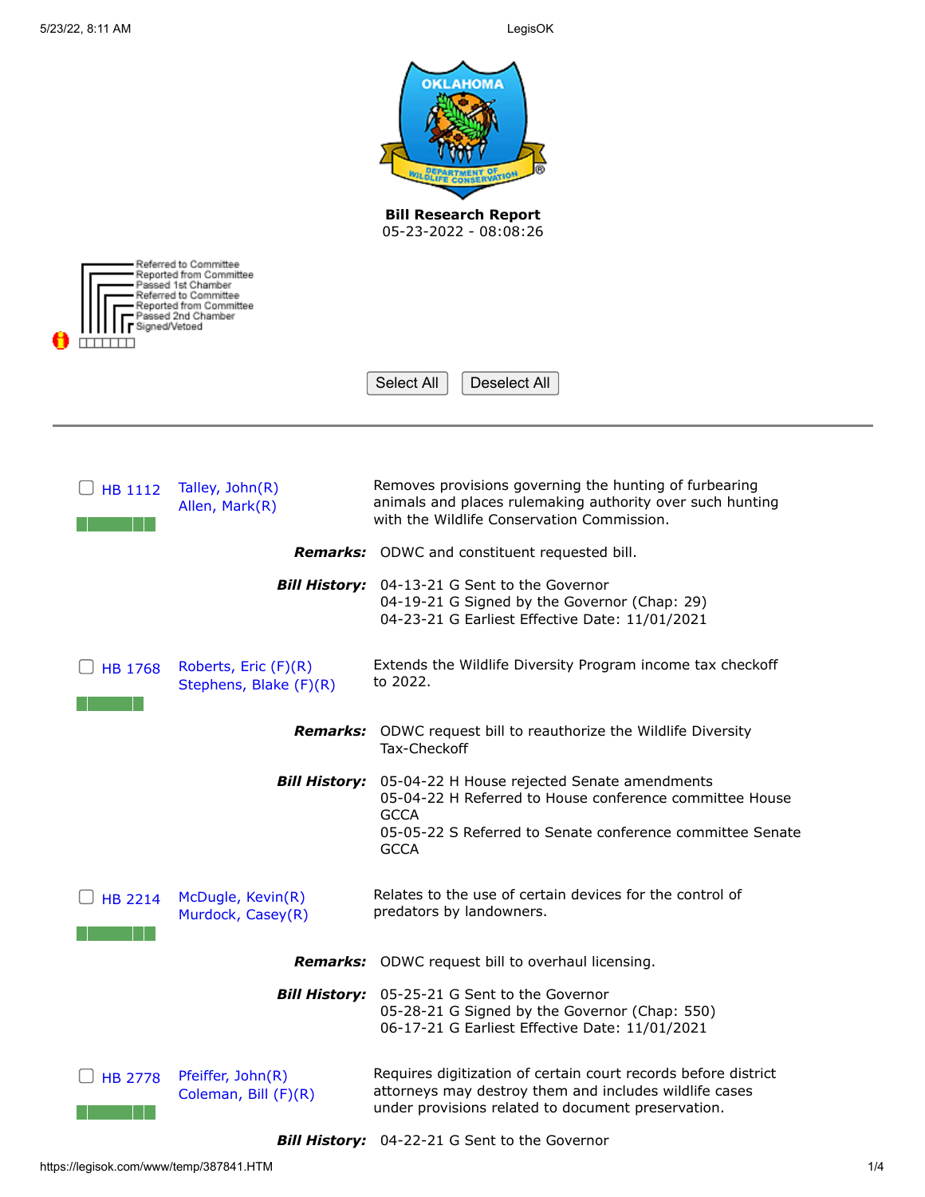**Bill Research Report**
05-23-2022 - 08:08:26

Referred to Committee
Reported from Committee
Passed 1st Chamber
Referred to Committee
Reported from Committee
Passed 2nd Chamber
Signed/Vetoed

Select All Deselect All

---

**HB 1112** — Talley, John(R); Allen, Mark(R)

Removes provisions governing the hunting of furbearing animals and places rulemaking authority over such hunting with the Wildlife Conservation Commission.

***Remarks:*** ODWC and constituent requested bill.

***Bill History:***
04-13-21 G Sent to the Governor
04-19-21 G Signed by the Governor (Chap: 29)
04-23-21 G Earliest Effective Date: 11/01/2021

**HB 1768** — Roberts, Eric (F)(R); Stephens, Blake (F)(R)

Extends the Wildlife Diversity Program income tax checkoff to 2022.

***Remarks:*** ODWC request bill to reauthorize the Wildlife Diversity Tax-Checkoff

***Bill History:***
05-04-22 H House rejected Senate amendments
05-04-22 H Referred to House conference committee House GCCA
05-05-22 S Referred to Senate conference committee Senate GCCA

**HB 2214** — McDugle, Kevin(R); Murdock, Casey(R)

Relates to the use of certain devices for the control of predators by landowners.

***Remarks:*** ODWC request bill to overhaul licensing.

***Bill History:***
05-25-21 G Sent to the Governor
05-28-21 G Signed by the Governor (Chap: 550)
06-17-21 G Earliest Effective Date: 11/01/2021

**HB 2778** — Pfeiffer, John(R); Coleman, Bill (F)(R)

Requires digitization of certain court records before district attorneys may destroy them and includes wildlife cases under provisions related to document preservation.

***Bill History:***
04-22-21 G Sent to the Governor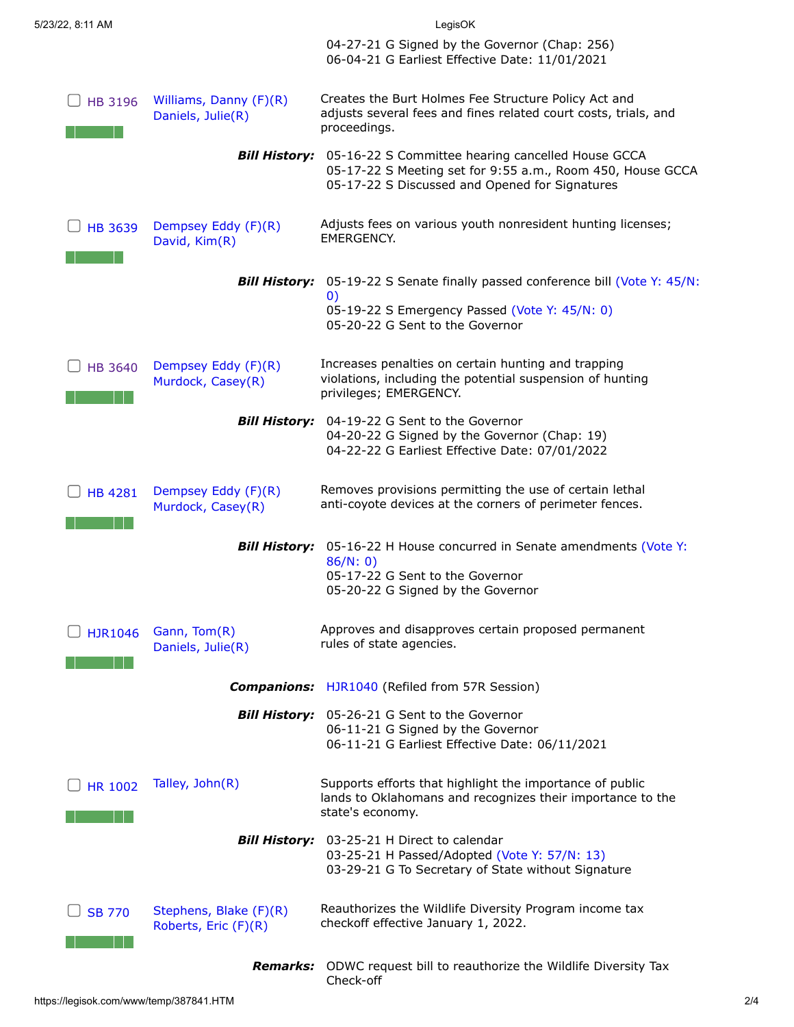04-27-21 G Signed by the Governor (Chap: 256)
06-04-21 G Earliest Effective Date: 11/01/2021

---

**HB 3196** — Williams, Danny (F)(R); Daniels, Julie(R)

Creates the Burt Holmes Fee Structure Policy Act and adjusts several fees and fines related court costs, trials, and proceedings.

***Bill History:***
05-16-22 S Committee hearing cancelled House GCCA
05-17-22 S Meeting set for 9:55 a.m., Room 450, House GCCA
05-17-22 S Discussed and Opened for Signatures

---

**HB 3639** — Dempsey Eddy (F)(R); David, Kim(R)

Adjusts fees on various youth nonresident hunting licenses; EMERGENCY.

***Bill History:***
05-19-22 S Senate finally passed conference bill (Vote Y: 45/N: 0)
05-19-22 S Emergency Passed (Vote Y: 45/N: 0)
05-20-22 G Sent to the Governor

---

**HB 3640** — Dempsey Eddy (F)(R); Murdock, Casey(R)

Increases penalties on certain hunting and trapping violations, including the potential suspension of hunting privileges; EMERGENCY.

***Bill History:***
04-19-22 G Sent to the Governor
04-20-22 G Signed by the Governor (Chap: 19)
04-22-22 G Earliest Effective Date: 07/01/2022

---

**HB 4281** — Dempsey Eddy (F)(R); Murdock, Casey(R)

Removes provisions permitting the use of certain lethal anti-coyote devices at the corners of perimeter fences.

***Bill History:***
05-16-22 H House concurred in Senate amendments (Vote Y: 86/N: 0)
05-17-22 G Sent to the Governor
05-20-22 G Signed by the Governor

---

**HJR1046** — Gann, Tom(R); Daniels, Julie(R)

Approves and disapproves certain proposed permanent rules of state agencies.

***Companions:*** HJR1040 (Refiled from 57R Session)

***Bill History:***
05-26-21 G Sent to the Governor
06-11-21 G Signed by the Governor
06-11-21 G Earliest Effective Date: 06/11/2021

---

**HR 1002** — Talley, John(R)

Supports efforts that highlight the importance of public lands to Oklahomans and recognizes their importance to the state's economy.

***Bill History:***
03-25-21 H Direct to calendar
03-25-21 H Passed/Adopted (Vote Y: 57/N: 13)
03-29-21 G To Secretary of State without Signature

---

**SB 770** — Stephens, Blake (F)(R); Roberts, Eric (F)(R)

Reauthorizes the Wildlife Diversity Program income tax checkoff effective January 1, 2022.

***Remarks:*** ODWC request bill to reauthorize the Wildlife Diversity Tax Check-off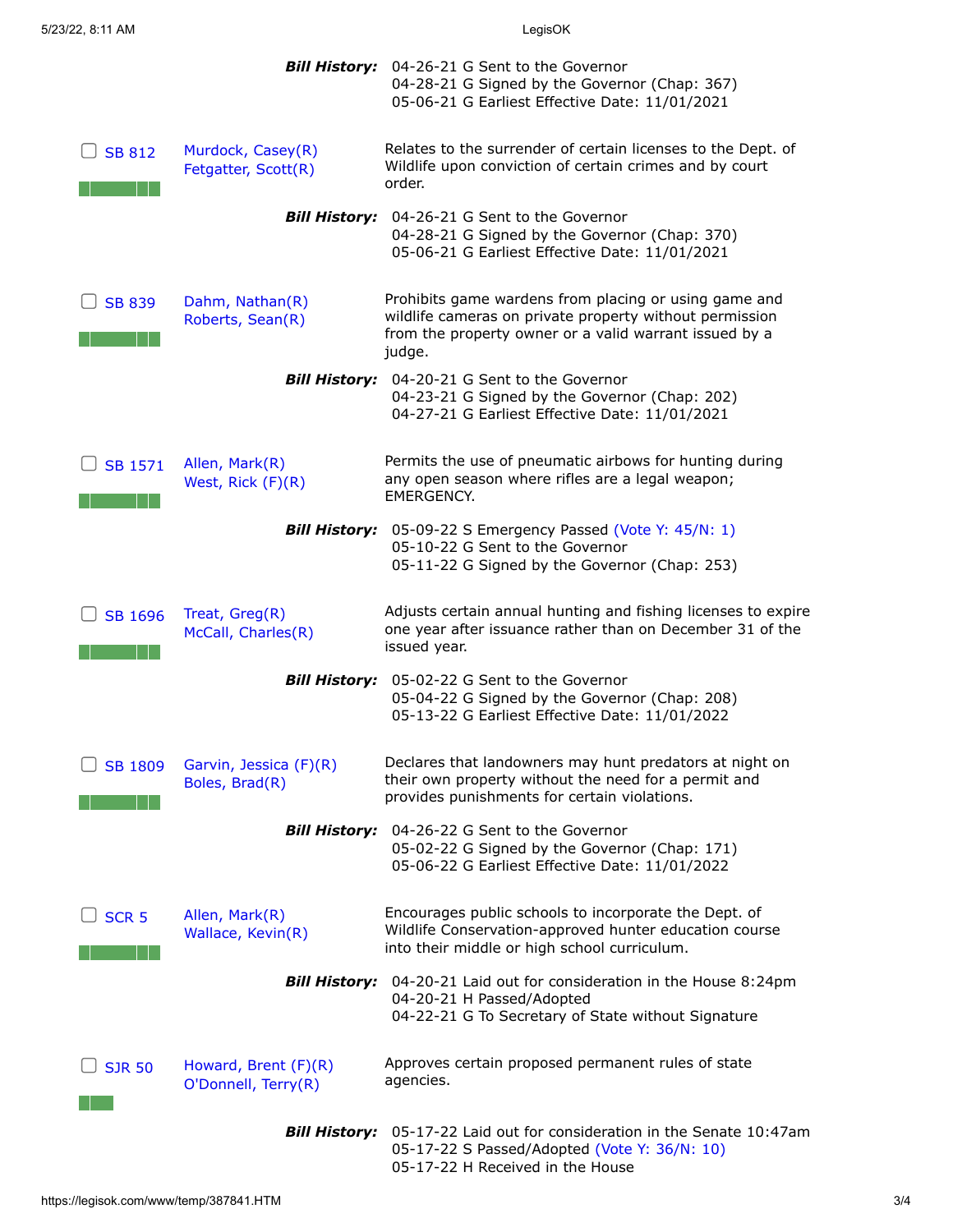**Bill History:** 04-26-21 G Sent to the Governor
04-28-21 G Signed by the Governor (Chap: 367)
05-06-21 G Earliest Effective Date: 11/01/2021

| Bill | Authors | Description |
|---|---|---|
| SB 812 | Murdock, Casey(R)<br>Fetgatter, Scott(R) | Relates to the surrender of certain licenses to the Dept. of Wildlife upon conviction of certain crimes and by court order. |

**Bill History:** 04-26-21 G Sent to the Governor
04-28-21 G Signed by the Governor (Chap: 370)
05-06-21 G Earliest Effective Date: 11/01/2021

| Bill | Authors | Description |
|---|---|---|
| SB 839 | Dahm, Nathan(R)<br>Roberts, Sean(R) | Prohibits game wardens from placing or using game and wildlife cameras on private property without permission from the property owner or a valid warrant issued by a judge. |

**Bill History:** 04-20-21 G Sent to the Governor
04-23-21 G Signed by the Governor (Chap: 202)
04-27-21 G Earliest Effective Date: 11/01/2021

| Bill | Authors | Description |
|---|---|---|
| SB 1571 | Allen, Mark(R)<br>West, Rick (F)(R) | Permits the use of pneumatic airbows for hunting during any open season where rifles are a legal weapon; EMERGENCY. |

**Bill History:** 05-09-22 S Emergency Passed (Vote Y: 45/N: 1)
05-10-22 G Sent to the Governor
05-11-22 G Signed by the Governor (Chap: 253)

| Bill | Authors | Description |
|---|---|---|
| SB 1696 | Treat, Greg(R)<br>McCall, Charles(R) | Adjusts certain annual hunting and fishing licenses to expire one year after issuance rather than on December 31 of the issued year. |

**Bill History:** 05-02-22 G Sent to the Governor
05-04-22 G Signed by the Governor (Chap: 208)
05-13-22 G Earliest Effective Date: 11/01/2022

| Bill | Authors | Description |
|---|---|---|
| SB 1809 | Garvin, Jessica (F)(R)<br>Boles, Brad(R) | Declares that landowners may hunt predators at night on their own property without the need for a permit and provides punishments for certain violations. |

**Bill History:** 04-26-22 G Sent to the Governor
05-02-22 G Signed by the Governor (Chap: 171)
05-06-22 G Earliest Effective Date: 11/01/2022

| Bill | Authors | Description |
|---|---|---|
| SCR 5 | Allen, Mark(R)<br>Wallace, Kevin(R) | Encourages public schools to incorporate the Dept. of Wildlife Conservation-approved hunter education course into their middle or high school curriculum. |

**Bill History:** 04-20-21 Laid out for consideration in the House 8:24pm
04-20-21 H Passed/Adopted
04-22-21 G To Secretary of State without Signature

| Bill | Authors | Description |
|---|---|---|
| SJR 50 | Howard, Brent (F)(R)<br>O'Donnell, Terry(R) | Approves certain proposed permanent rules of state agencies. |

**Bill History:** 05-17-22 Laid out for consideration in the Senate 10:47am
05-17-22 S Passed/Adopted (Vote Y: 36/N: 10)
05-17-22 H Received in the House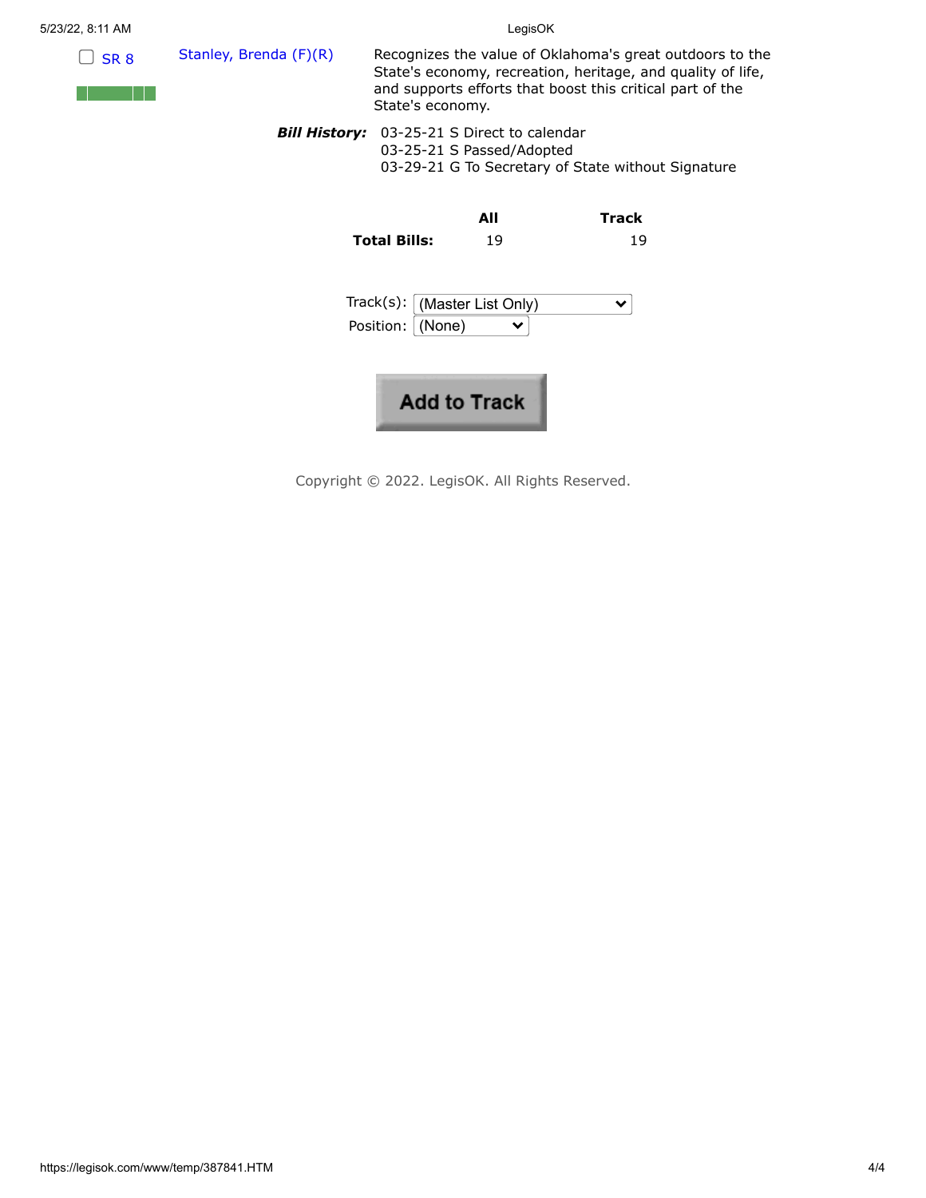| | | |
|---|---|---|
| SR 8 | Stanley, Brenda (F)(R) | Recognizes the value of Oklahoma's great outdoors to the State's economy, recreation, heritage, and quality of life, and supports efforts that boost this critical part of the State's economy. |

***Bill History:*** 03-25-21 S Direct to calendar
03-25-21 S Passed/Adopted
03-29-21 G To Secretary of State without Signature

| | All | Track |
|---|---|---|
| **Total Bills:** | 19 | 19 |

Track(s): (Master List Only)
Position: (None)

Add to Track

Copyright © 2022. LegisOK. All Rights Reserved.